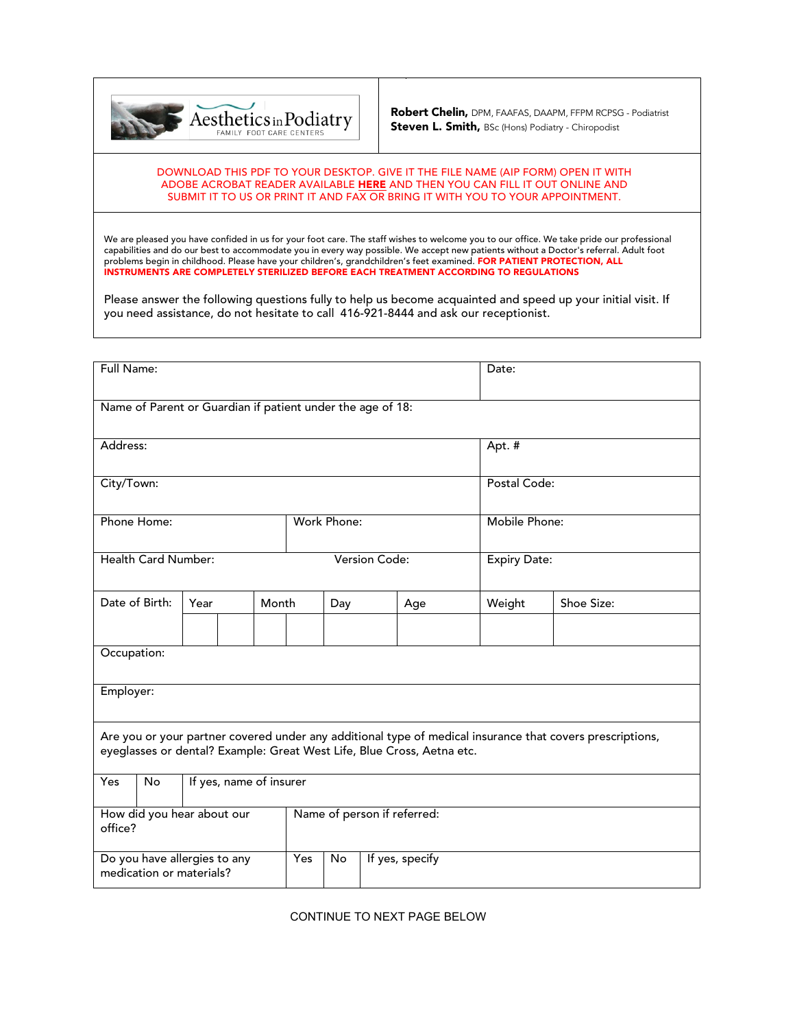**Aesthetics in Podiatry**
FAMILY FOOT CARE CENTERS

**Robert Chelin,** DPM, FAAFAS, DAAPM, FFPM RCPSG - Podiatrist
**Steven L. Smith,** BSc (Hons) Podiatry - Chiropodist

DOWNLOAD THIS PDF TO YOUR DESKTOP. GIVE IT THE FILE NAME (AIP FORM) OPEN IT WITH ADOBE ACROBAT READER AVAILABLE **HERE** AND THEN YOU CAN FILL IT OUT ONLINE AND SUBMIT IT TO US OR PRINT IT AND FAX OR BRING IT WITH YOU TO YOUR APPOINTMENT.

We are pleased you have confided in us for your foot care. The staff wishes to welcome you to our office. We take pride our professional capabilities and do our best to accommodate you in every way possible. We accept new patients without a Doctor's referral. Adult foot problems begin in childhood. Please have your children's, grandchildren's feet examined. **FOR PATIENT PROTECTION, ALL INSTRUMENTS ARE COMPLETELY STERILIZED BEFORE EACH TREATMENT ACCORDING TO REGULATIONS**

Please answer the following questions fully to help us become acquainted and speed up your initial visit. If you need assistance, do not hesitate to call 416-921-8444 and ask our receptionist.

| Full Name: | | | | | Date: | |
|---|---|---|---|---|---|---|
| Name of Parent or Guardian if patient under the age of 18: | | | | | | |
| Address: | | | | | Apt. # | |
| City/Town: | | | | | Postal Code: | |
| Phone Home: | | Work Phone: | | | Mobile Phone: | |
| Health Card Number: | | Version Code: | | | Expiry Date: | |
| Date of Birth: | Year | Month | Day | Age | Weight | Shoe Size: |
| | | | | | | |
| Occupation: | | | | | | |
| Employer: | | | | | | |
| Are you or your partner covered under any additional type of medical insurance that covers prescriptions, eyeglasses or dental? Example: Great West Life, Blue Cross, Aetna etc. | | | | | | |
| Yes | No | If yes, name of insurer | | | | |
| How did you hear about our office? | | Name of person if referred: | | | | |
| Do you have allergies to any medication or materials? | Yes | No | If yes, specify | | | |

CONTINUE TO NEXT PAGE BELOW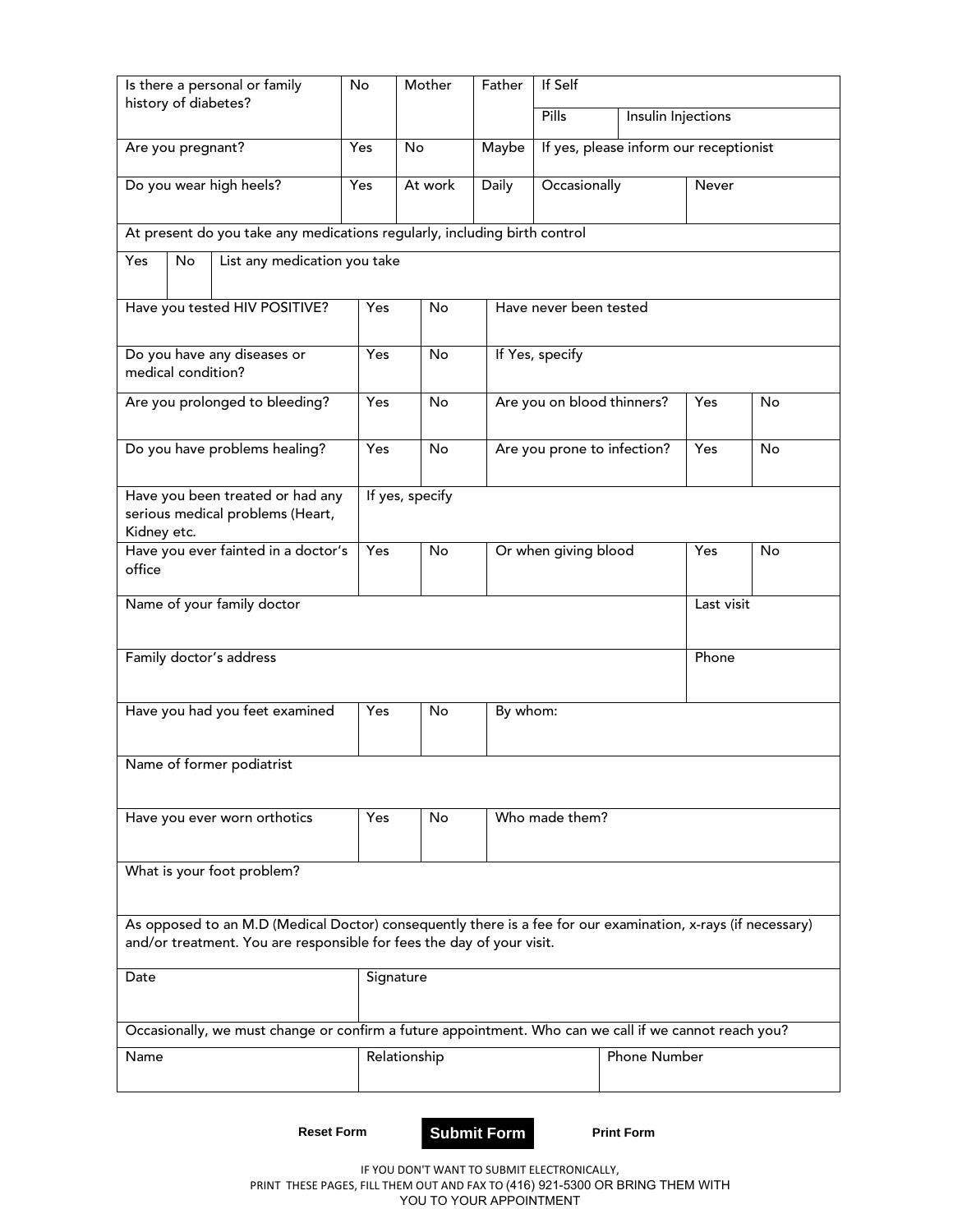| | | | | | | | |
|---|---|---|---|---|---|---|---|
| Is there a personal or family history of diabetes? | No | Mother | Father | If Self | | | |
| | | | | Pills | Insulin Injections | | |
| Are you pregnant? | Yes | No | Maybe | If yes, please inform our receptionist | | | |
| Do you wear high heels? | Yes | At work | Daily | Occasionally | | Never | |

| | | |
|---|---|---|
| At present do you take any medications regularly, including birth control | | |
| Yes | No | List any medication you take |

| | | | | | |
|---|---|---|---|---|---|
| Have you tested HIV POSITIVE? | Yes | No | Have never been tested | | |
| Do you have any diseases or medical condition? | Yes | No | If Yes, specify | | |
| Are you prolonged to bleeding? | Yes | No | Are you on blood thinners? | Yes | No |
| Do you have problems healing? | Yes | No | Are you prone to infection? | Yes | No |
| Have you been treated or had any serious medical problems (Heart, Kidney etc. | If yes, specify | | | | |
| Have you ever fainted in a doctor's office | Yes | No | Or when giving blood | Yes | No |
| Name of your family doctor | | | | Last visit | |
| Family doctor's address | | | | Phone | |
| Have you had you feet examined | Yes | No | By whom: | | |
| Name of former podiatrist | | | | | |
| Have you ever worn orthotics | Yes | No | Who made them? | | |
| What is your foot problem? | | | | | |

As opposed to an M.D (Medical Doctor) consequently there is a fee for our examination, x-rays (if necessary) and/or treatment. You are responsible for fees the day of your visit.

| | |
|---|---|
| Date | Signature |

Occasionally, we must change or confirm a future appointment. Who can we call if we cannot reach you?

| | | |
|---|---|---|
| Name | Relationship | Phone Number |

Reset Form | **Submit Form** | Print Form

IF YOU DON'T WANT TO SUBMIT ELECTRONICALLY,
PRINT THESE PAGES, FILL THEM OUT AND FAX TO (416) 921-5300 OR BRING THEM WITH YOU TO YOUR APPOINTMENT